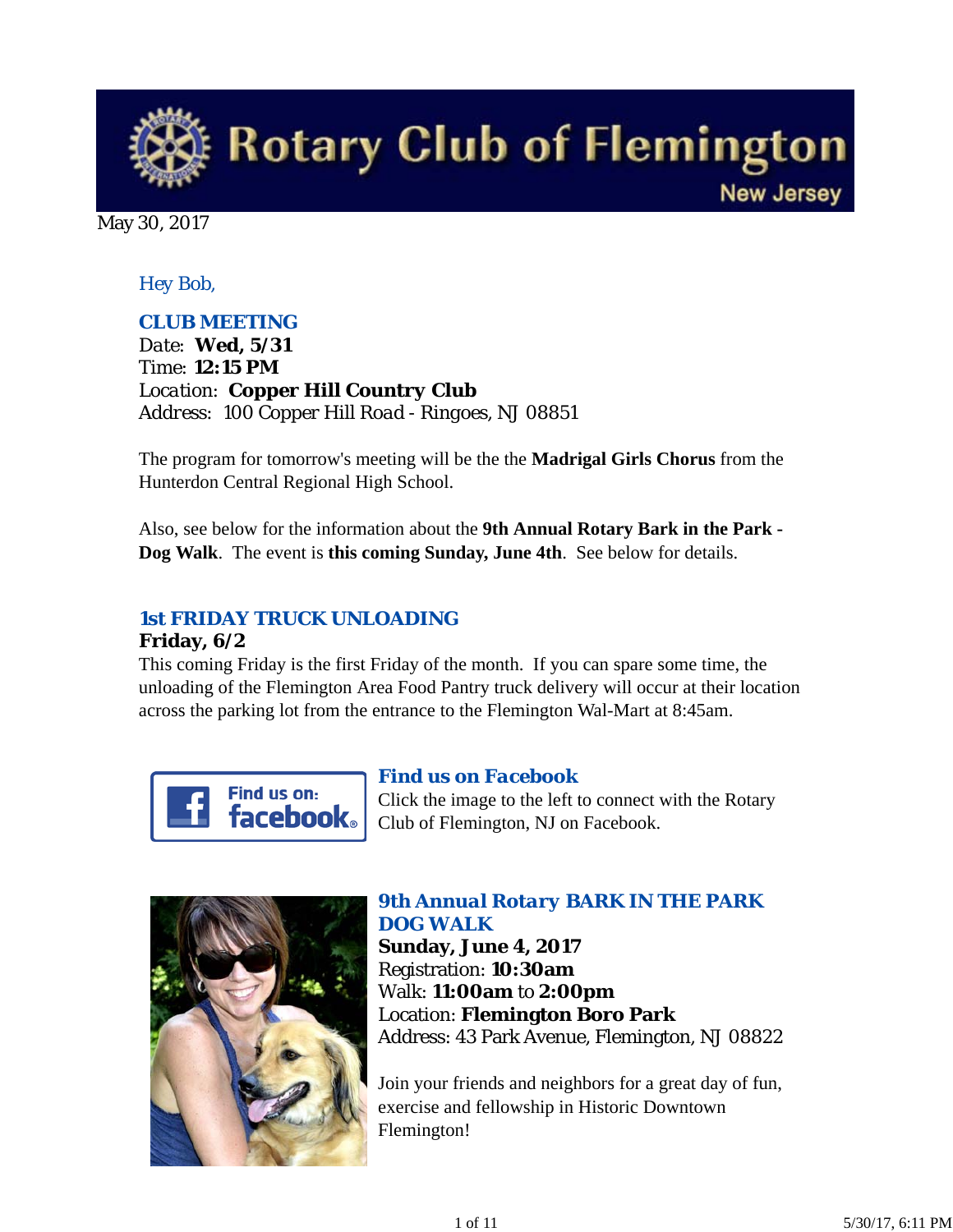# Rotary Club of Flemington

New Jersey

May 30, 2017

*Hey Bob,*

### CLUB MEETING

Date: **Wed, 5/31**
Time: **12:15 PM**
Location: **Copper Hill Country Club**
Address: 100 Copper Hill Road - Ringoes, NJ 08851

The program for tomorrow's meeting will be the the **Madrigal Girls Chorus** from the Hunterdon Central Regional High School.

Also, see below for the information about the **9th Annual Rotary Bark in the Park - Dog Walk**. The event is **this coming Sunday, June 4th**. See below for details.

### 1st FRIDAY TRUCK UNLOADING

**Friday, 6/2**

This coming Friday is the first Friday of the month. If you can spare some time, the unloading of the Flemington Area Food Pantry truck delivery will occur at their location across the parking lot from the entrance to the Flemington Wal-Mart at 8:45am.

### Find us on Facebook

Click the image to the left to connect with the Rotary Club of Flemington, NJ on Facebook.

### 9th Annual Rotary BARK IN THE PARK DOG WALK

**Sunday, June 4, 2017**
Registration: **10:30am**
Walk: **11:00am** to **2:00pm**
Location: **Flemington Boro Park**
Address: 43 Park Avenue, Flemington, NJ 08822

Join your friends and neighbors for a great day of fun, exercise and fellowship in Historic Downtown Flemington!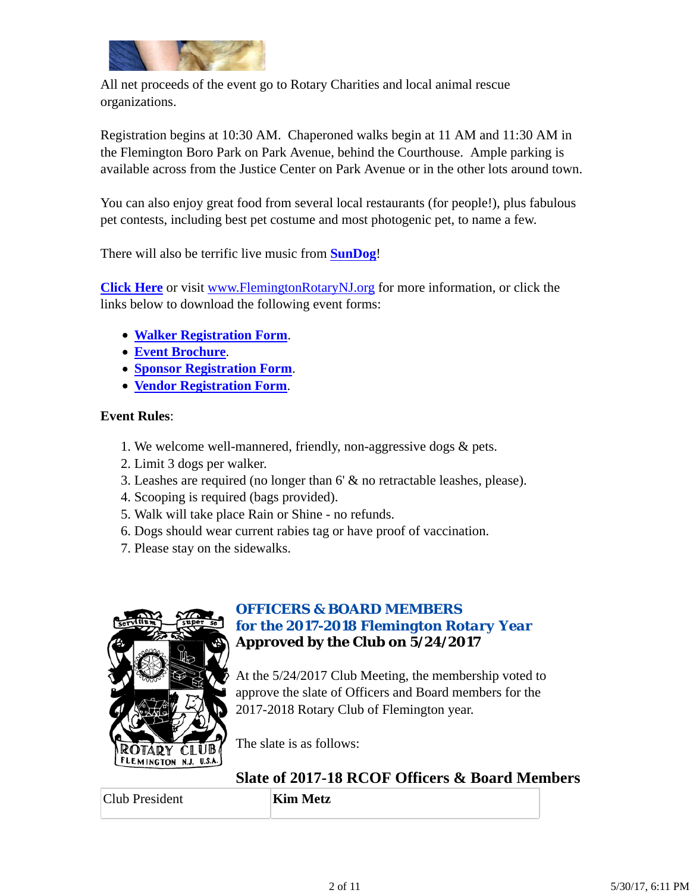All net proceeds of the event go to Rotary Charities and local animal rescue organizations.

Registration begins at 10:30 AM. Chaperoned walks begin at 11 AM and 11:30 AM in the Flemington Boro Park on Park Avenue, behind the Courthouse. Ample parking is available across from the Justice Center on Park Avenue or in the other lots around town.

You can also enjoy great food from several local restaurants (for people!), plus fabulous pet contests, including best pet costume and most photogenic pet, to name a few.

There will also be terrific live music from **SunDog**!

**Click Here** or visit www.FlemingtonRotaryNJ.org for more information, or click the links below to download the following event forms:

- **Walker Registration Form**.
- **Event Brochure**.
- **Sponsor Registration Form**.
- **Vendor Registration Form**.

**Event Rules**:

1. We welcome well-mannered, friendly, non-aggressive dogs & pets.
2. Limit 3 dogs per walker.
3. Leashes are required (no longer than 6' & no retractable leashes, please).
4. Scooping is required (bags provided).
5. Walk will take place Rain or Shine - no refunds.
6. Dogs should wear current rabies tag or have proof of vaccination.
7. Please stay on the sidewalks.

## OFFICERS & BOARD MEMBERS for the 2017-2018 Flemington Rotary Year

**Approved by the Club on 5/24/2017**

At the 5/24/2017 Club Meeting, the membership voted to approve the slate of Officers and Board members for the 2017-2018 Rotary Club of Flemington year.

The slate is as follows:

### Slate of 2017-18 RCOF Officers & Board Members

| Club President | **Kim Metz** |
|---|---|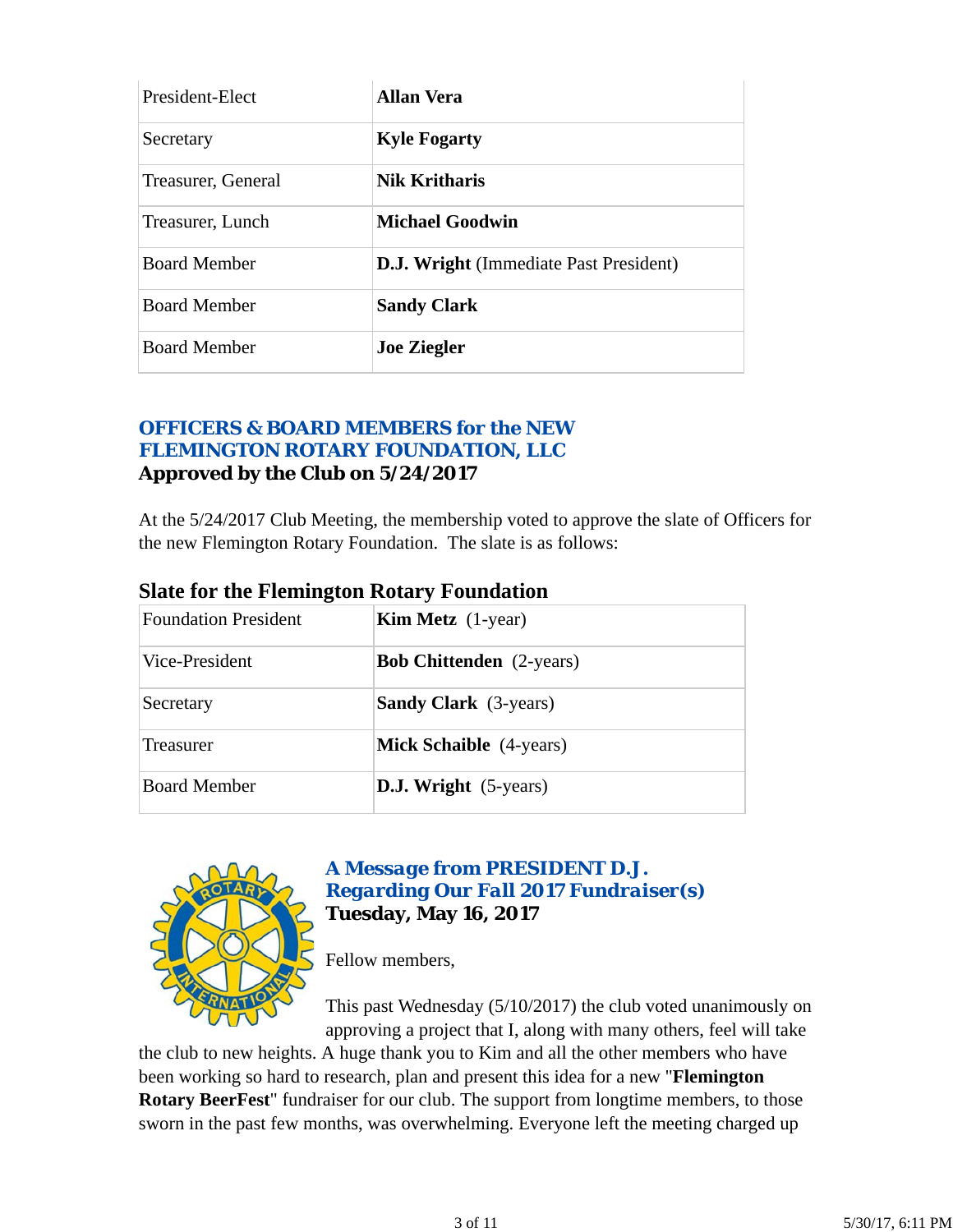| President-Elect | **Allan Vera** |
|---|---|
| Secretary | **Kyle Fogarty** |
| Treasurer, General | **Nik Kritharis** |
| Treasurer, Lunch | **Michael Goodwin** |
| Board Member | **D.J. Wright** (Immediate Past President) |
| Board Member | **Sandy Clark** |
| Board Member | **Joe Ziegler** |

## OFFICERS & BOARD MEMBERS for the NEW FLEMINGTON ROTARY FOUNDATION, LLC

**Approved by the Club on 5/24/2017**

At the 5/24/2017 Club Meeting, the membership voted to approve the slate of Officers for the new Flemington Rotary Foundation. The slate is as follows:

### Slate for the Flemington Rotary Foundation

| Foundation President | **Kim Metz** (1-year) |
|---|---|
| Vice-President | **Bob Chittenden** (2-years) |
| Secretary | **Sandy Clark** (3-years) |
| Treasurer | **Mick Schaible** (4-years) |
| Board Member | **D.J. Wright** (5-years) |

## *A Message from PRESIDENT D.J. Regarding Our Fall 2017 Fundraiser(s)*

**Tuesday, May 16, 2017**

Fellow members,

This past Wednesday (5/10/2017) the club voted unanimously on approving a project that I, along with many others, feel will take the club to new heights. A huge thank you to Kim and all the other members who have been working so hard to research, plan and present this idea for a new "**Flemington Rotary BeerFest**" fundraiser for our club. The support from longtime members, to those sworn in the past few months, was overwhelming. Everyone left the meeting charged up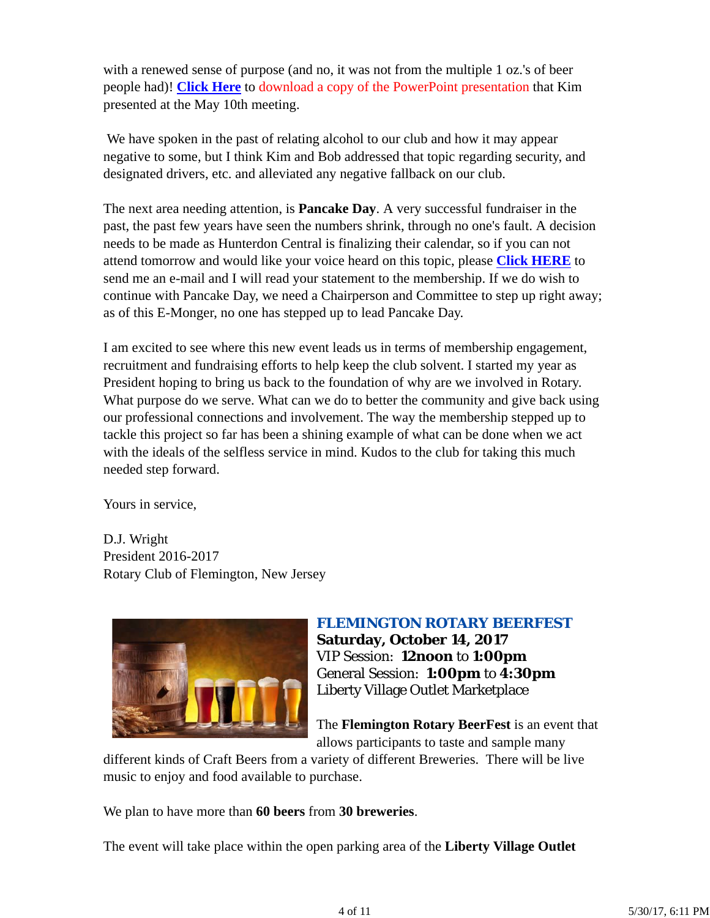with a renewed sense of purpose (and no, it was not from the multiple 1 oz.'s of beer people had)! **Click Here** to download a copy of the PowerPoint presentation that Kim presented at the May 10th meeting.

We have spoken in the past of relating alcohol to our club and how it may appear negative to some, but I think Kim and Bob addressed that topic regarding security, and designated drivers, etc. and alleviated any negative fallback on our club.

The next area needing attention, is **Pancake Day**. A very successful fundraiser in the past, the past few years have seen the numbers shrink, through no one's fault. A decision needs to be made as Hunterdon Central is finalizing their calendar, so if you can not attend tomorrow and would like your voice heard on this topic, please **Click HERE** to send me an e-mail and I will read your statement to the membership. If we do wish to continue with Pancake Day, we need a Chairperson and Committee to step up right away; as of this E-Monger, no one has stepped up to lead Pancake Day.

I am excited to see where this new event leads us in terms of membership engagement, recruitment and fundraising efforts to help keep the club solvent. I started my year as President hoping to bring us back to the foundation of why are we involved in Rotary. What purpose do we serve. What can we do to better the community and give back using our professional connections and involvement. The way the membership stepped up to tackle this project so far has been a shining example of what can be done when we act with the ideals of the selfless service in mind. Kudos to the club for taking this much needed step forward.

Yours in service,

D.J. Wright
President 2016-2017
Rotary Club of Flemington, New Jersey

## FLEMINGTON ROTARY BEERFEST

**Saturday, October 14, 2017**
VIP Session: **12noon** to **1:00pm**
General Session: **1:00pm** to **4:30pm**
Liberty Village Outlet Marketplace

The **Flemington Rotary BeerFest** is an event that allows participants to taste and sample many different kinds of Craft Beers from a variety of different Breweries. There will be live music to enjoy and food available to purchase.

We plan to have more than **60 beers** from **30 breweries**.

The event will take place within the open parking area of the **Liberty Village Outlet**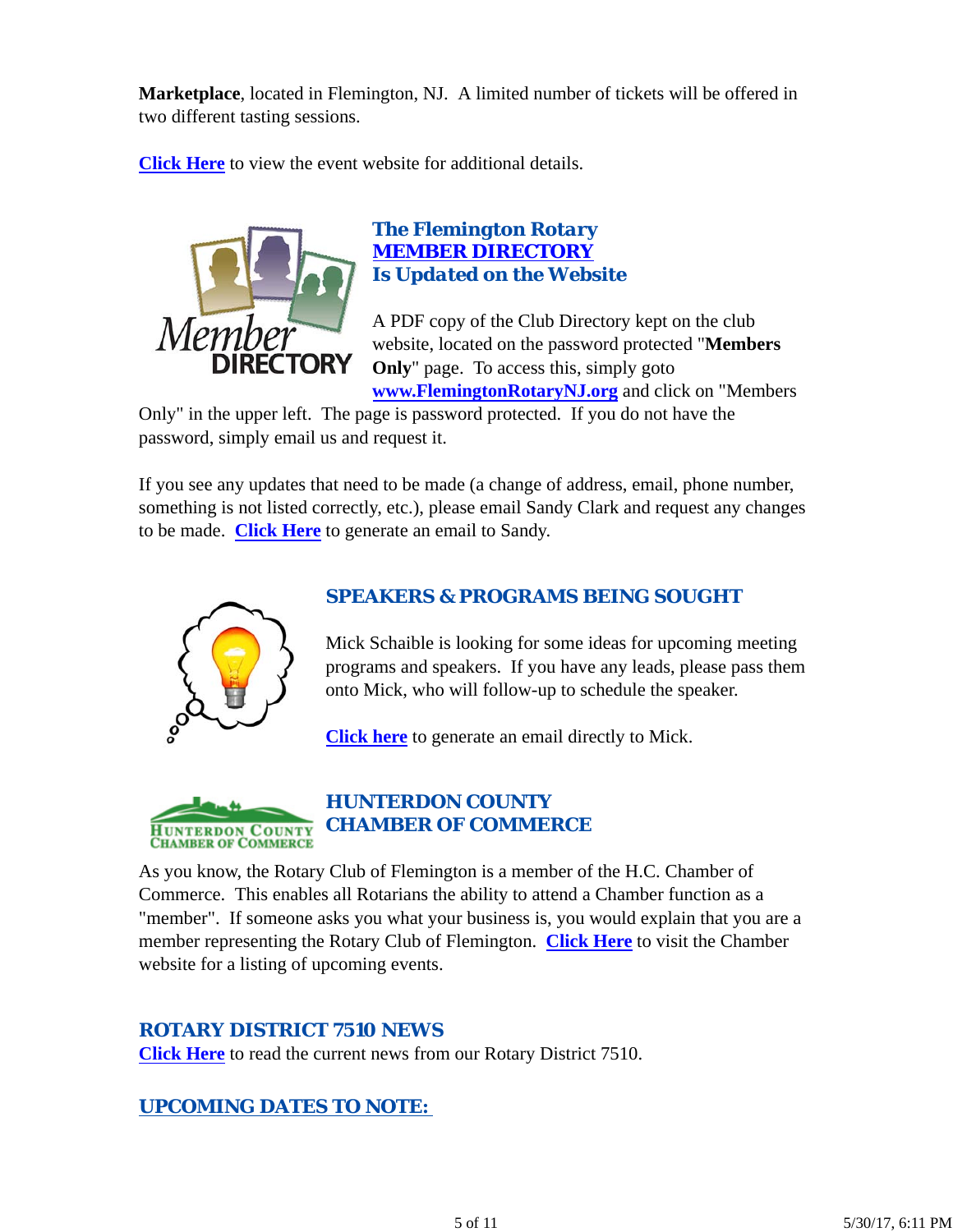**Marketplace**, located in Flemington, NJ. A limited number of tickets will be offered in two different tasting sessions.

**Click Here** to view the event website for additional details.

### The Flemington Rotary MEMBER DIRECTORY Is Updated on the Website

A PDF copy of the Club Directory kept on the club website, located on the password protected "**Members Only**" page. To access this, simply goto **www.FlemingtonRotaryNJ.org** and click on "Members Only" in the upper left. The page is password protected. If you do not have the password, simply email us and request it.

If you see any updates that need to be made (a change of address, email, phone number, something is not listed correctly, etc.), please email Sandy Clark and request any changes to be made. **Click Here** to generate an email to Sandy.

### SPEAKERS & PROGRAMS BEING SOUGHT

Mick Schaible is looking for some ideas for upcoming meeting programs and speakers. If you have any leads, please pass them onto Mick, who will follow-up to schedule the speaker.

**Click here** to generate an email directly to Mick.

### HUNTERDON COUNTY CHAMBER OF COMMERCE

As you know, the Rotary Club of Flemington is a member of the H.C. Chamber of Commerce. This enables all Rotarians the ability to attend a Chamber function as a "member". If someone asks you what your business is, you would explain that you are a member representing the Rotary Club of Flemington. **Click Here** to visit the Chamber website for a listing of upcoming events.

### ROTARY DISTRICT 7510 NEWS

**Click Here** to read the current news from our Rotary District 7510.

### UPCOMING DATES TO NOTE: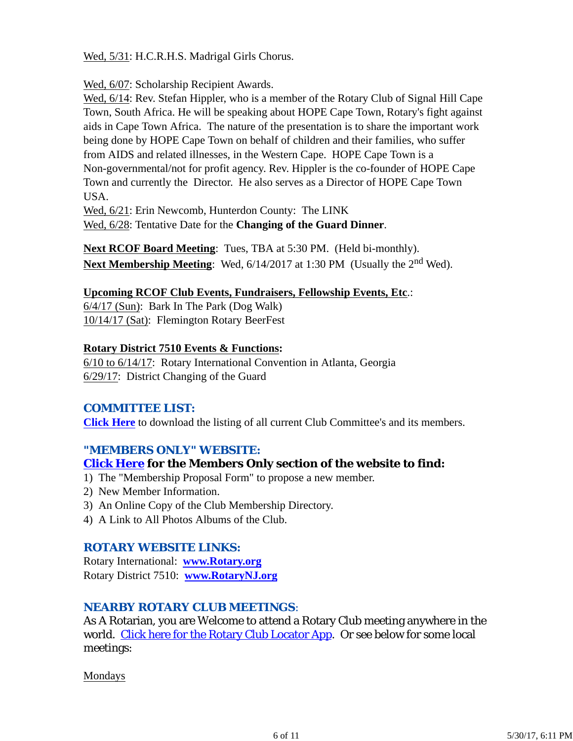Wed, 5/31: H.C.R.H.S. Madrigal Girls Chorus.

Wed, 6/07: Scholarship Recipient Awards.
Wed, 6/14: Rev. Stefan Hippler, who is a member of the Rotary Club of Signal Hill Cape Town, South Africa. He will be speaking about HOPE Cape Town, Rotary's fight against aids in Cape Town Africa. The nature of the presentation is to share the important work being done by HOPE Cape Town on behalf of children and their families, who suffer from AIDS and related illnesses, in the Western Cape. HOPE Cape Town is a Non-governmental/not for profit agency. Rev. Hippler is the co-founder of HOPE Cape Town and currently the Director. He also serves as a Director of HOPE Cape Town USA.
Wed, 6/21: Erin Newcomb, Hunterdon County: The LINK
Wed, 6/28: Tentative Date for the **Changing of the Guard Dinner**.

**Next RCOF Board Meeting**: Tues, TBA at 5:30 PM. (Held bi-monthly).
**Next Membership Meeting**: Wed, 6/14/2017 at 1:30 PM (Usually the 2nd Wed).

**Upcoming RCOF Club Events, Fundraisers, Fellowship Events, Etc.**:
6/4/17 (Sun): Bark In The Park (Dog Walk)
10/14/17 (Sat): Flemington Rotary BeerFest

**Rotary District 7510 Events & Functions:**
6/10 to 6/14/17: Rotary International Convention in Atlanta, Georgia
6/29/17: District Changing of the Guard

## COMMITTEE LIST:

**Click Here** to download the listing of all current Club Committee's and its members.

## "MEMBERS ONLY" WEBSITE:

**Click Here for the Members Only section of the website to find:**

1) The "Membership Proposal Form" to propose a new member.
2) New Member Information.
3) An Online Copy of the Club Membership Directory.
4) A Link to All Photos Albums of the Club.

## ROTARY WEBSITE LINKS:

Rotary International: **www.Rotary.org**
Rotary District 7510: **www.RotaryNJ.org**

## NEARBY ROTARY CLUB MEETINGS:

As A Rotarian, you are Welcome to attend a Rotary Club meeting anywhere in the world. Click here for the Rotary Club Locator App. Or see below for some local meetings:

Mondays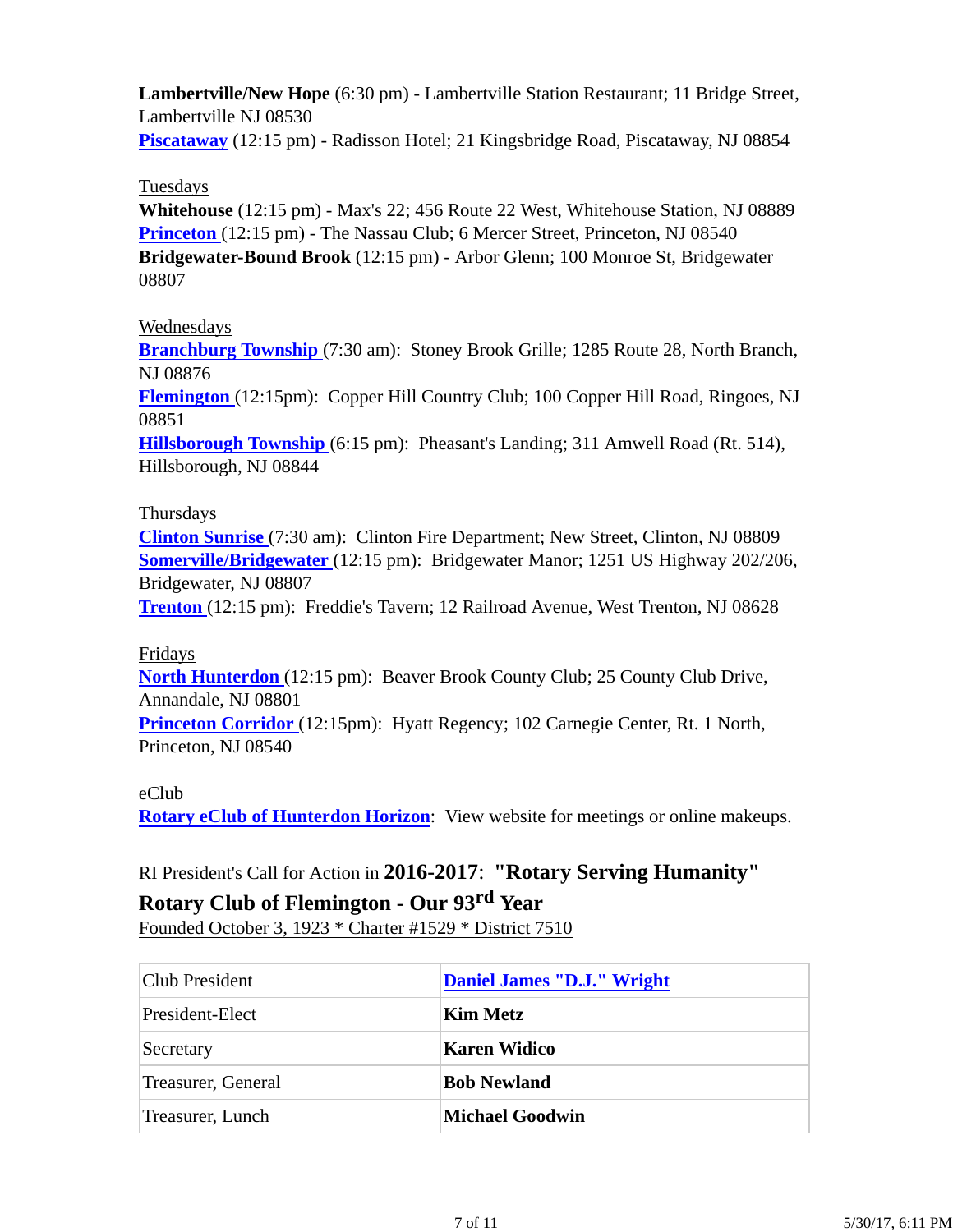**Lambertville/New Hope** (6:30 pm) - Lambertville Station Restaurant; 11 Bridge Street, Lambertville NJ 08530
**Piscataway** (12:15 pm) - Radisson Hotel; 21 Kingsbridge Road, Piscataway, NJ 08854

Tuesdays
**Whitehouse** (12:15 pm) - Max's 22; 456 Route 22 West, Whitehouse Station, NJ 08889
**Princeton** (12:15 pm) - The Nassau Club; 6 Mercer Street, Princeton, NJ 08540
**Bridgewater-Bound Brook** (12:15 pm) - Arbor Glenn; 100 Monroe St, Bridgewater 08807

Wednesdays
**Branchburg Township** (7:30 am): Stoney Brook Grille; 1285 Route 28, North Branch, NJ 08876
**Flemington** (12:15pm): Copper Hill Country Club; 100 Copper Hill Road, Ringoes, NJ 08851
**Hillsborough Township** (6:15 pm): Pheasant's Landing; 311 Amwell Road (Rt. 514), Hillsborough, NJ 08844

Thursdays
**Clinton Sunrise** (7:30 am): Clinton Fire Department; New Street, Clinton, NJ 08809
**Somerville/Bridgewater** (12:15 pm): Bridgewater Manor; 1251 US Highway 202/206, Bridgewater, NJ 08807
**Trenton** (12:15 pm): Freddie's Tavern; 12 Railroad Avenue, West Trenton, NJ 08628

Fridays
**North Hunterdon** (12:15 pm): Beaver Brook County Club; 25 County Club Drive, Annandale, NJ 08801
**Princeton Corridor** (12:15pm): Hyatt Regency; 102 Carnegie Center, Rt. 1 North, Princeton, NJ 08540

eClub
**Rotary eClub of Hunterdon Horizon**: View website for meetings or online makeups.

RI President's Call for Action in **2016-2017**: **"Rotary Serving Humanity"**

## Rotary Club of Flemington - Our 93rd Year

Founded October 3, 1923 * Charter #1529 * District 7510

| | |
|---|---|
| Club President | **Daniel James "D.J." Wright** |
| President-Elect | **Kim Metz** |
| Secretary | **Karen Widico** |
| Treasurer, General | **Bob Newland** |
| Treasurer, Lunch | **Michael Goodwin** |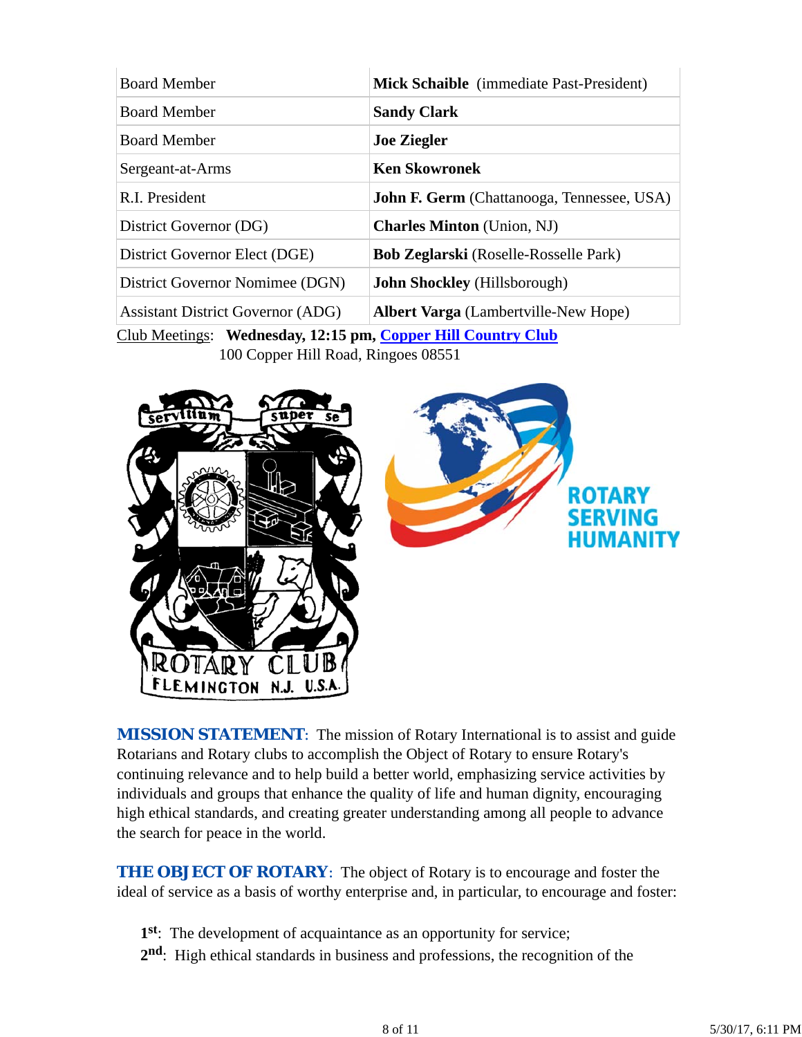| | |
|---|---|
| Board Member | **Mick Schaible** (immediate Past-President) |
| Board Member | **Sandy Clark** |
| Board Member | **Joe Ziegler** |
| Sergeant-at-Arms | **Ken Skowronek** |
| R.I. President | **John F. Germ** (Chattanooga, Tennessee, USA) |
| District Governor (DG) | **Charles Minton** (Union, NJ) |
| District Governor Elect (DGE) | **Bob Zeglarski** (Roselle-Rosselle Park) |
| District Governor Nominee (DGN) | **John Shockley** (Hillsborough) |
| Assistant District Governor (ADG) | **Albert Varga** (Lambertville-New Hope) |

Club Meetings: **Wednesday, 12:15 pm, [Copper Hill Country Club]**
100 Copper Hill Road, Ringoes 08551

**MISSION STATEMENT**: The mission of Rotary International is to assist and guide Rotarians and Rotary clubs to accomplish the Object of Rotary to ensure Rotary's continuing relevance and to help build a better world, emphasizing service activities by individuals and groups that enhance the quality of life and human dignity, encouraging high ethical standards, and creating greater understanding among all people to advance the search for peace in the world.

**THE OBJECT OF ROTARY**: The object of Rotary is to encourage and foster the ideal of service as a basis of worthy enterprise and, in particular, to encourage and foster:

**1st**: The development of acquaintance as an opportunity for service;
**2nd**: High ethical standards in business and professions, the recognition of the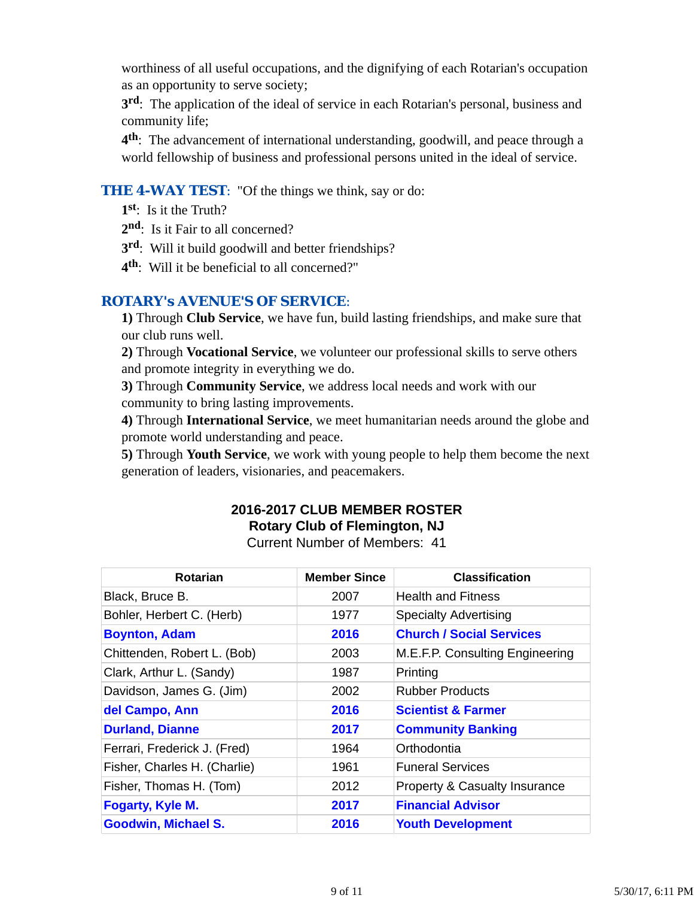worthiness of all useful occupations, and the dignifying of each Rotarian's occupation as an opportunity to serve society;

**3rd**: The application of the ideal of service in each Rotarian's personal, business and community life;

**4th**: The advancement of international understanding, goodwill, and peace through a world fellowship of business and professional persons united in the ideal of service.

**THE 4-WAY TEST**: "Of the things we think, say or do:

**1st**: Is it the Truth?

**2nd**: Is it Fair to all concerned?

**3rd**: Will it build goodwill and better friendships?

**4th**: Will it be beneficial to all concerned?"

### ROTARY's AVENUE'S OF SERVICE:

**1)** Through **Club Service**, we have fun, build lasting friendships, and make sure that our club runs well.

**2)** Through **Vocational Service**, we volunteer our professional skills to serve others and promote integrity in everything we do.

**3)** Through **Community Service**, we address local needs and work with our community to bring lasting improvements.

**4)** Through **International Service**, we meet humanitarian needs around the globe and promote world understanding and peace.

**5)** Through **Youth Service**, we work with young people to help them become the next generation of leaders, visionaries, and peacemakers.

**2016-2017 CLUB MEMBER ROSTER**
**Rotary Club of Flemington, NJ**
Current Number of Members: 41

| Rotarian | Member Since | Classification |
|---|---|---|
| Black, Bruce B. | 2007 | Health and Fitness |
| Bohler, Herbert C. (Herb) | 1977 | Specialty Advertising |
| **Boynton, Adam** | **2016** | **Church / Social Services** |
| Chittenden, Robert L. (Bob) | 2003 | M.E.F.P. Consulting Engineering |
| Clark, Arthur L. (Sandy) | 1987 | Printing |
| Davidson, James G. (Jim) | 2002 | Rubber Products |
| **del Campo, Ann** | **2016** | **Scientist & Farmer** |
| **Durland, Dianne** | **2017** | **Community Banking** |
| Ferrari, Frederick J. (Fred) | 1964 | Orthodontia |
| Fisher, Charles H. (Charlie) | 1961 | Funeral Services |
| Fisher, Thomas H. (Tom) | 2012 | Property & Casualty Insurance |
| **Fogarty, Kyle M.** | **2017** | **Financial Advisor** |
| **Goodwin, Michael S.** | **2016** | **Youth Development** |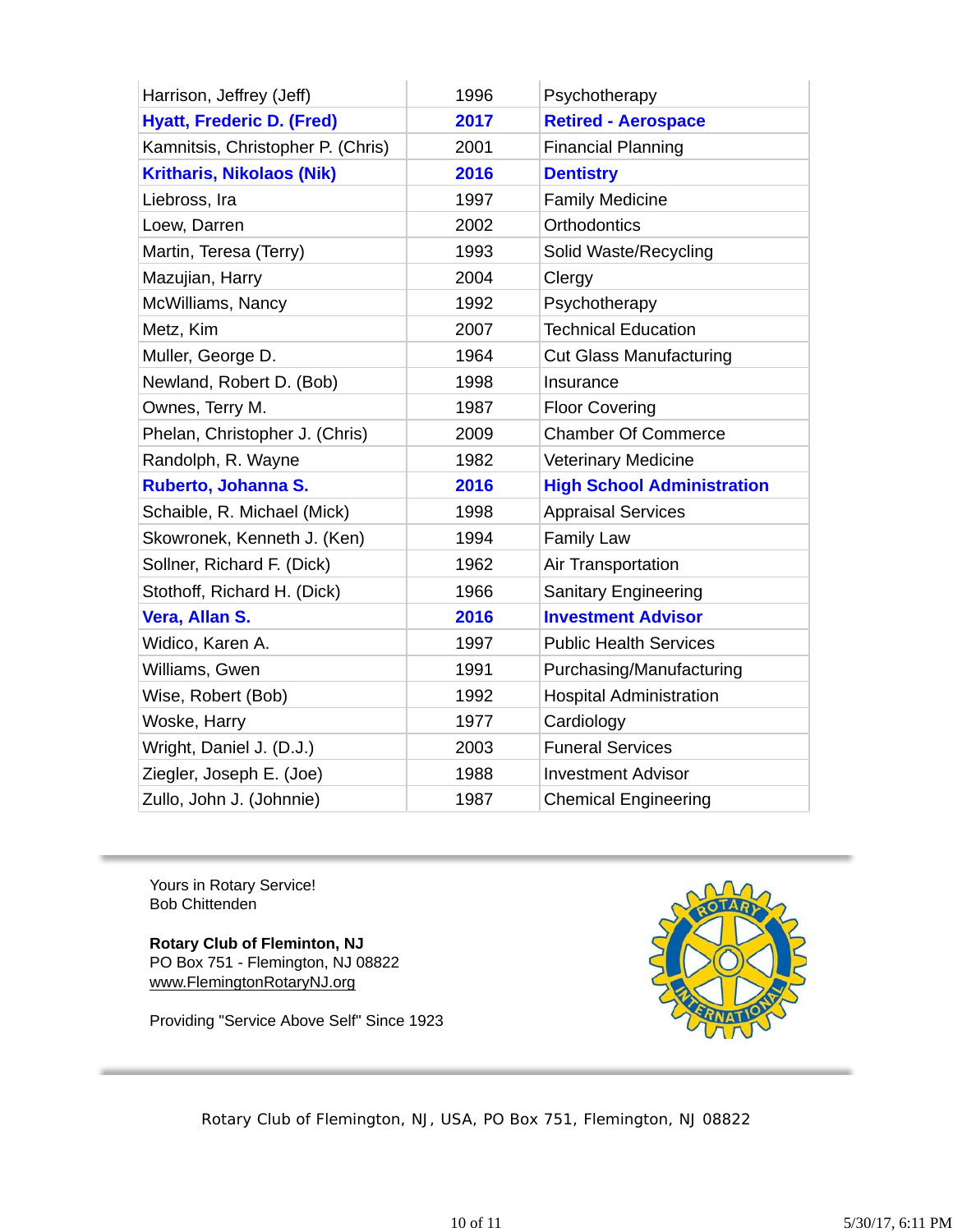| | | |
|---|---|---|
| Harrison, Jeffrey (Jeff) | 1996 | Psychotherapy |
| **Hyatt, Frederic D. (Fred)** | **2017** | **Retired - Aerospace** |
| Kamnitsis, Christopher P. (Chris) | 2001 | Financial Planning |
| **Kritharis, Nikolaos (Nik)** | **2016** | **Dentistry** |
| Liebross, Ira | 1997 | Family Medicine |
| Loew, Darren | 2002 | Orthodontics |
| Martin, Teresa (Terry) | 1993 | Solid Waste/Recycling |
| Mazujian, Harry | 2004 | Clergy |
| McWilliams, Nancy | 1992 | Psychotherapy |
| Metz, Kim | 2007 | Technical Education |
| Muller, George D. | 1964 | Cut Glass Manufacturing |
| Newland, Robert D. (Bob) | 1998 | Insurance |
| Ownes, Terry M. | 1987 | Floor Covering |
| Phelan, Christopher J. (Chris) | 2009 | Chamber Of Commerce |
| Randolph, R. Wayne | 1982 | Veterinary Medicine |
| **Ruberto, Johanna S.** | **2016** | **High School Administration** |
| Schaible, R. Michael (Mick) | 1998 | Appraisal Services |
| Skowronek, Kenneth J. (Ken) | 1994 | Family Law |
| Sollner, Richard F. (Dick) | 1962 | Air Transportation |
| Stothoff, Richard H. (Dick) | 1966 | Sanitary Engineering |
| **Vera, Allan S.** | **2016** | **Investment Advisor** |
| Widico, Karen A. | 1997 | Public Health Services |
| Williams, Gwen | 1991 | Purchasing/Manufacturing |
| Wise, Robert (Bob) | 1992 | Hospital Administration |
| Woske, Harry | 1977 | Cardiology |
| Wright, Daniel J. (D.J.) | 2003 | Funeral Services |
| Ziegler, Joseph E. (Joe) | 1988 | Investment Advisor |
| Zullo, John J. (Johnnie) | 1987 | Chemical Engineering |

---

Yours in Rotary Service!
Bob Chittenden

**Rotary Club of Fleminton, NJ**
PO Box 751 - Flemington, NJ 08822
www.FlemingtonRotaryNJ.org

Providing "Service Above Self" Since 1923

---

Rotary Club of Flemington, NJ, USA, PO Box 751, Flemington, NJ 08822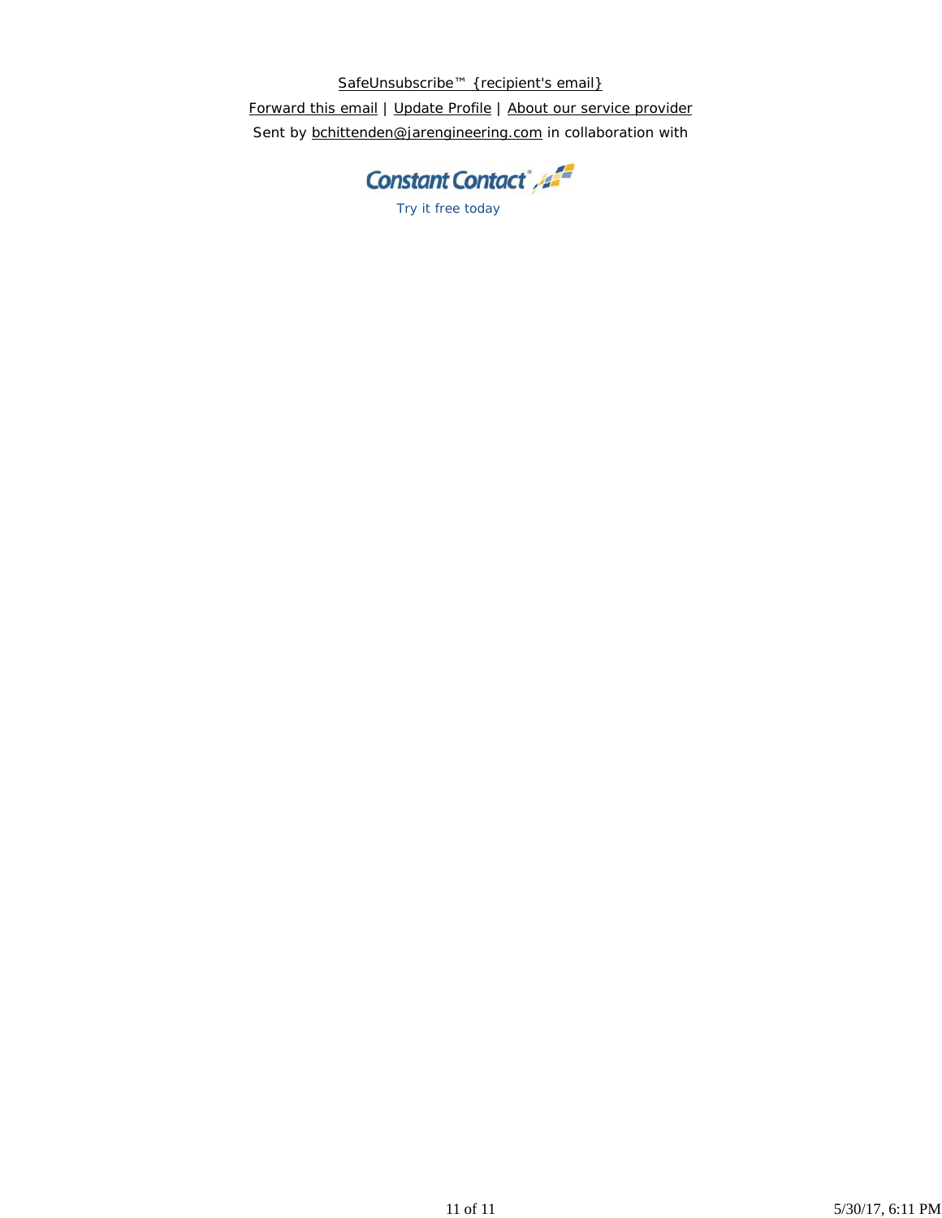SafeUnsubscribe™ {recipient's email}

Forward this email | Update Profile | About our service provider

Sent by bchittenden@jarengineering.com in collaboration with

Constant Contact

Try it free today